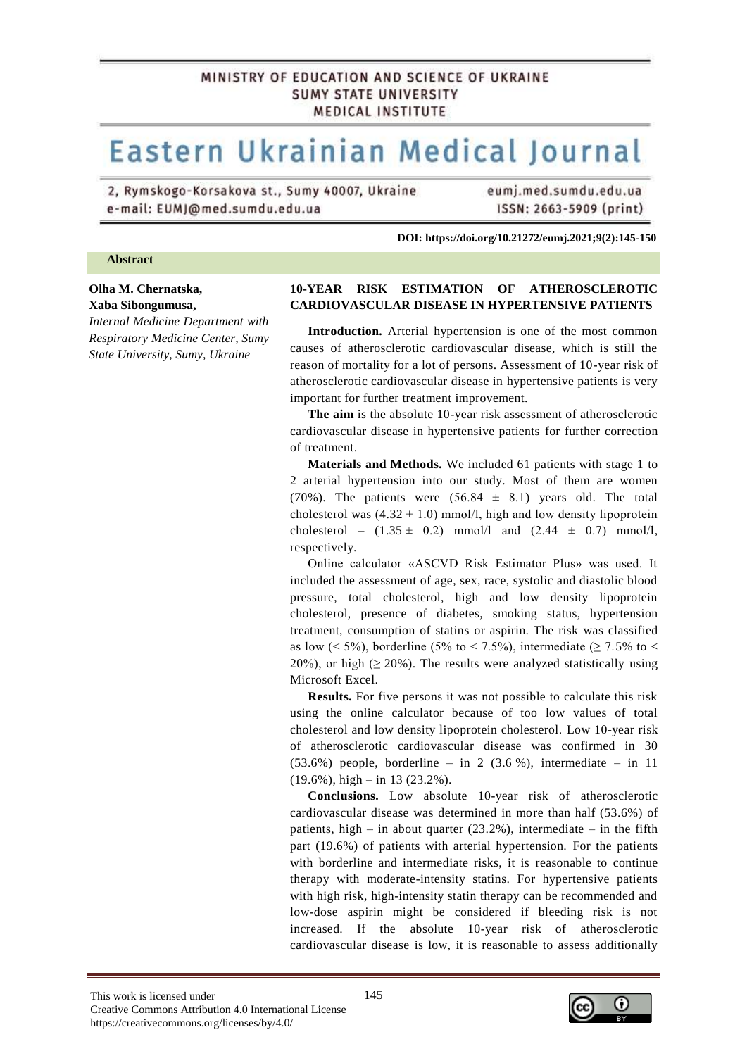MINISTRY OF EDUCATION AND SCIENCE OF UKRAINE
SUMY STATE UNIVERSITY
MEDICAL INSTITUTE

# Eastern Ukrainian Medical Journal

2, Rymskogo-Korsakova st., Sumy 40007, Ukraine
e-mail: EUMJ@med.sumdu.edu.ua

eumj.med.sumdu.edu.ua
ISSN: 2663-5909 (print)

**DOI: https://doi.org/10.21272/eumj.2021;9(2):145-150**

**Abstract**

**Olha M. Chernatska,**
**Xaba Sibongumusa,**
*Internal Medicine Department with Respiratory Medicine Center, Sumy State University, Sumy, Ukraine*

## 10-YEAR RISK ESTIMATION OF ATHEROSCLEROTIC CARDIOVASCULAR DISEASE IN HYPERTENSIVE PATIENTS

**Introduction.** Arterial hypertension is one of the most common causes of atherosclerotic cardiovascular disease, which is still the reason of mortality for a lot of persons. Assessment of 10-year risk of atherosclerotic cardiovascular disease in hypertensive patients is very important for further treatment improvement.

**The aim** is the absolute 10-year risk assessment of atherosclerotic cardiovascular disease in hypertensive patients for further correction of treatment.

**Materials and Methods.** We included 61 patients with stage 1 to 2 arterial hypertension into our study. Most of them are women (70%). The patients were $(56.84 \pm 8.1)$ years old. The total cholesterol was $(4.32 \pm 1.0)$ mmol/l, high and low density lipoprotein cholesterol – $(1.35 \pm 0.2)$ mmol/l and $(2.44 \pm 0.7)$ mmol/l, respectively.

Online calculator «ASCVD Risk Estimator Plus» was used. It included the assessment of age, sex, race, systolic and diastolic blood pressure, total cholesterol, high and low density lipoprotein cholesterol, presence of diabetes, smoking status, hypertension treatment, consumption of statins or aspirin. The risk was classified as low (< 5%), borderline (5% to < 7.5%), intermediate (≥ 7.5% to < 20%), or high (≥ 20%). The results were analyzed statistically using Microsoft Excel.

**Results.** For five persons it was not possible to calculate this risk using the online calculator because of too low values of total cholesterol and low density lipoprotein cholesterol. Low 10-year risk of atherosclerotic cardiovascular disease was confirmed in 30 (53.6%) people, borderline – in 2 (3.6 %), intermediate – in 11 (19.6%), high – in 13 (23.2%).

**Conclusions.** Low absolute 10-year risk of atherosclerotic cardiovascular disease was determined in more than half (53.6%) of patients, high – in about quarter (23.2%), intermediate – in the fifth part (19.6%) of patients with arterial hypertension. For the patients with borderline and intermediate risks, it is reasonable to continue therapy with moderate-intensity statins. For hypertensive patients with high risk, high-intensity statin therapy can be recommended and low-dose aspirin might be considered if bleeding risk is not increased. If the absolute 10-year risk of atherosclerotic cardiovascular disease is low, it is reasonable to assess additionally

This work is licensed under
Creative Commons Attribution 4.0 International License
https://creativecommons.org/licenses/by/4.0/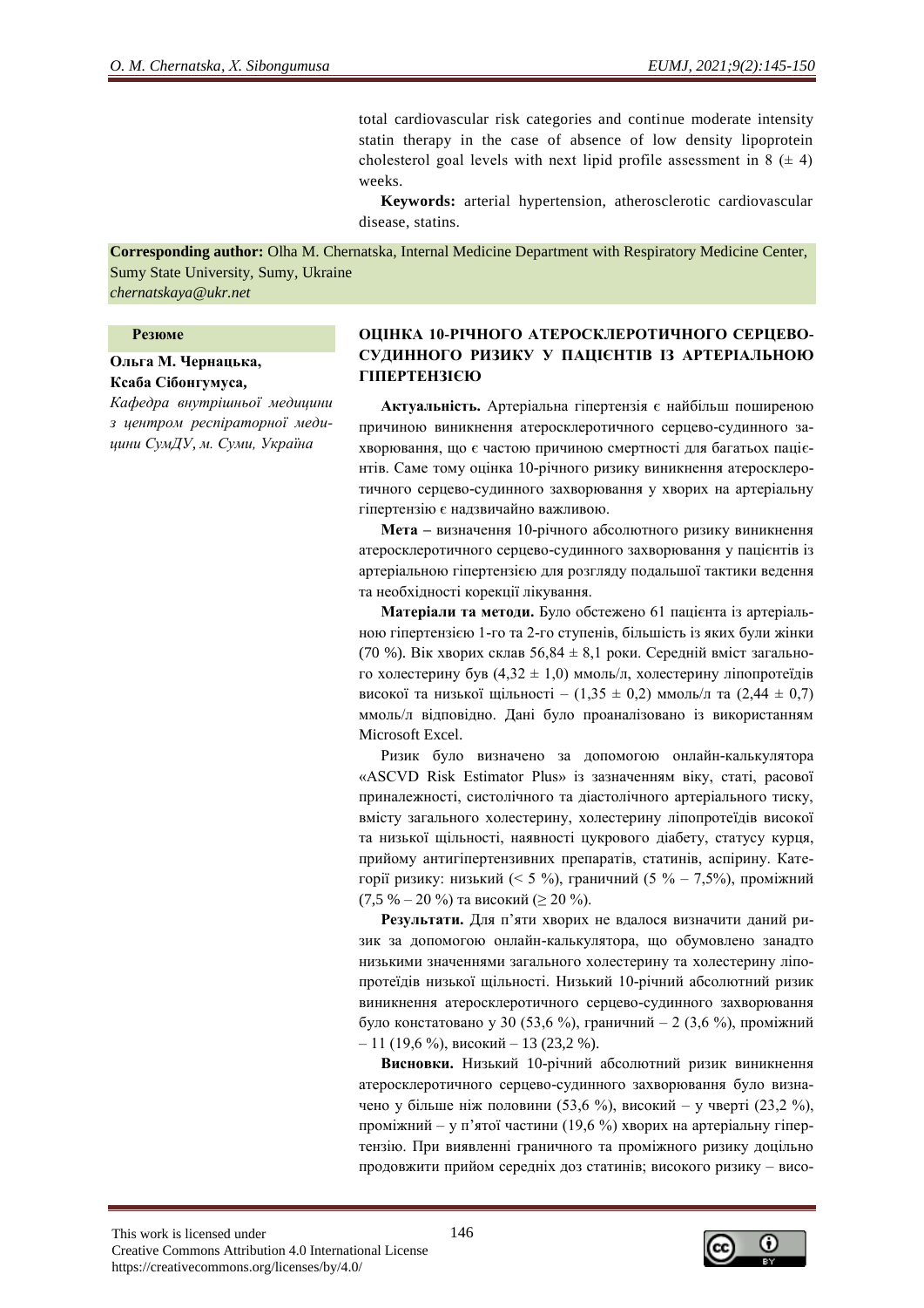total cardiovascular risk categories and continue moderate intensity statin therapy in the case of absence of low density lipoprotein cholesterol goal levels with next lipid profile assessment in 8 (± 4) weeks.

**Keywords:** arterial hypertension, atherosclerotic cardiovascular disease, statins.

**Corresponding author:** Olha M. Chernatska, Internal Medicine Department with Respiratory Medicine Center, Sumy State University, Sumy, Ukraine
*chernatskaya@ukr.net*

**Резюме**

**Ольга М. Чернацька, Ксаба Сібонгумуса,**
*Кафедра внутрішньої медицини з центром респіраторної медицини СумДУ, м. Суми, Україна*

## ОЦІНКА 10-РІЧНОГО АТЕРОСКЛЕРОТИЧНОГО СЕРЦЕВО-СУДИННОГО РИЗИКУ У ПАЦІЄНТІВ ІЗ АРТЕРІАЛЬНОЮ ГІПЕРТЕНЗІЄЮ

**Актуальність.** Артеріальна гіпертензія є найбільш поширеною причиною виникнення атеросклеротичного серцево-судинного захворювання, що є частою причиною смертності для багатьох пацієнтів. Саме тому оцінка 10-річного ризику виникнення атеросклеротичного серцево-судинного захворювання у хворих на артеріальну гіпертензію є надзвичайно важливою.

**Мета –** визначення 10-річного абсолютного ризику виникнення атеросклеротичного серцево-судинного захворювання у пацієнтів із артеріальною гіпертензією для розгляду подальшої тактики ведення та необхідності корекції лікування.

**Матеріали та методи.** Було обстежено 61 пацієнта із артеріальною гіпертензією 1-го та 2-го ступенів, більшість із яких були жінки (70 %). Вік хворих склав 56,84 ± 8,1 роки. Середній вміст загального холестерину був (4,32 ± 1,0) ммоль/л, холестерину ліпопротеїдів високої та низької щільності – (1,35 ± 0,2) ммоль/л та (2,44 ± 0,7) ммоль/л відповідно. Дані було проаналізовано із використанням Microsoft Excel.

Ризик було визначено за допомогою онлайн-калькулятора «ASCVD Risk Estimator Plus» із зазначенням віку, статі, расової приналежності, систолічного та діастолічного артеріального тиску, вмісту загального холестерину, холестерину ліпопротеїдів високої та низької щільності, наявності цукрового діабету, статусу курця, прийому антигіпертензивних препаратів, статинів, аспірину. Категорії ризику: низький (< 5 %), граничний (5 % – 7,5%), проміжний (7,5 % – 20 %) та високий (≥ 20 %).

**Результати.** Для п'яти хворих не вдалося визначити даний ризик за допомогою онлайн-калькулятора, що обумовлено занадто низькими значеннями загального холестерину та холестерину ліпопротеїдів низької щільності. Низький 10-річний абсолютний ризик виникнення атеросклеротичного серцево-судинного захворювання було констатовано у 30 (53,6 %), граничний – 2 (3,6 %), проміжний – 11 (19,6 %), високий – 13 (23,2 %).

**Висновки.** Низький 10-річний абсолютний ризик виникнення атеросклеротичного серцево-судинного захворювання було визначено у більше ніж половини (53,6 %), високий – у чверті (23,2 %), проміжний – у п'ятої частини (19,6 %) хворих на артеріальну гіпертензію. При виявленні граничного та проміжного ризику доцільно продовжити прийом середніх доз статинів; високого ризику – висо-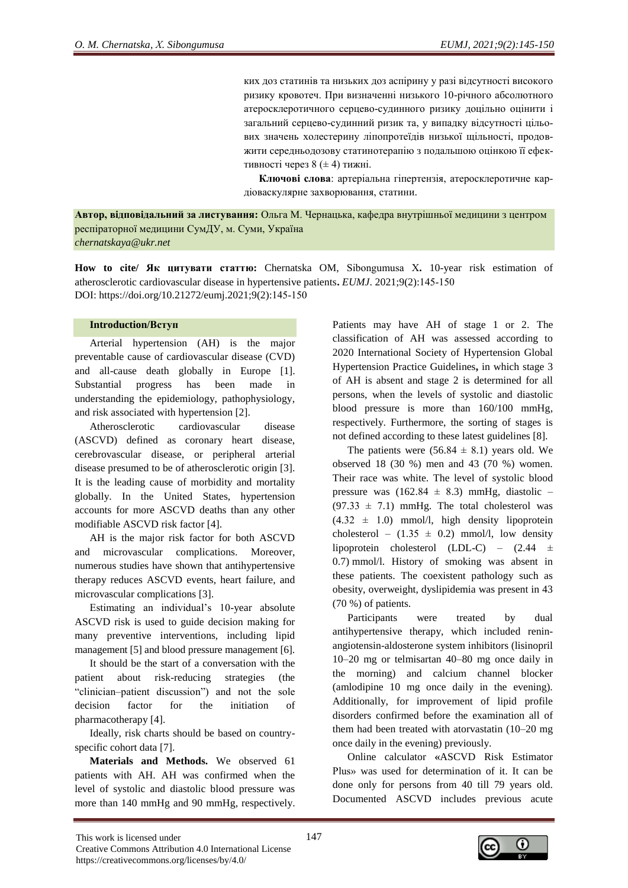ких доз статинів та низьких доз аспірину у разі відсутності високого ризику кровотеч. При визначенні низького 10-річного абсолютного атеросклеротичного серцево-судинного ризику доцільно оцінити і загальний серцево-судинний ризик та, у випадку відсутності цільових значень холестерину ліпопротеїдів низької щільності, продовжити середньодозову статинотерапію з подальшою оцінкою її ефективності через 8 (± 4) тижні.

**Ключові слова**: артеріальна гіпертензія, атеросклеротичне кардіоваскулярне захворювання, статини.

**Автор, відповідальний за листування:** Ольга М. Чернацька, кафедра внутрішньої медицини з центром респіраторної медицини СумДУ, м. Суми, Україна
*chernatskaya@ukr.net*

**How to cite/ Як цитувати статтю:** Chernatska OM, Sibongumusa X**.** 10-year risk estimation of atherosclerotic cardiovascular disease in hypertensive patients**.** *EUMJ*. 2021;9(2):145-150
DOI: https://doi.org/10.21272/eumj.2021;9(2):145-150

## Introduction/Вступ

Arterial hypertension (AH) is the major preventable cause of cardiovascular disease (CVD) and all-cause death globally in Europe [1]. Substantial progress has been made in understanding the epidemiology, pathophysiology, and risk associated with hypertension [2].

Atherosclerotic cardiovascular disease (ASCVD) defined as coronary heart disease, cerebrovascular disease, or peripheral arterial disease presumed to be of atherosclerotic origin [3]. It is the leading cause of morbidity and mortality globally. In the United States, hypertension accounts for more ASCVD deaths than any other modifiable ASCVD risk factor [4].

AH is the major risk factor for both ASCVD and microvascular complications. Moreover, numerous studies have shown that antihypertensive therapy reduces ASCVD events, heart failure, and microvascular complications [3].

Estimating an individual's 10-year absolute ASCVD risk is used to guide decision making for many preventive interventions, including lipid management [5] and blood pressure management [6].

It should be the start of a conversation with the patient about risk-reducing strategies (the "clinician–patient discussion") and not the sole decision factor for the initiation of pharmacotherapy [4].

Ideally, risk charts should be based on country-specific cohort data [7].

**Materials and Methods.** We observed 61 patients with AH. AH was confirmed when the level of systolic and diastolic blood pressure was more than 140 mmHg and 90 mmHg, respectively. Patients may have AH of stage 1 or 2. The classification of AH was assessed according to 2020 International Society of Hypertension Global Hypertension Practice Guidelines**,** in which stage 3 of AH is absent and stage 2 is determined for all persons, when the levels of systolic and diastolic blood pressure is more than 160/100 mmHg, respectively. Furthermore, the sorting of stages is not defined according to these latest guidelines [8].

The patients were (56.84 ± 8.1) years old. We observed 18 (30 %) men and 43 (70 %) women. Their race was white. The level of systolic blood pressure was (162.84 ± 8.3) mmHg, diastolic – (97.33 ± 7.1) mmHg. The total cholesterol was (4.32 ± 1.0) mmol/l, high density lipoprotein cholesterol – (1.35 ± 0.2) mmol/l, low density lipoprotein cholesterol (LDL-C) – (2.44 ± 0.7) mmol/l. History of smoking was absent in these patients. The coexistent pathology such as obesity, overweight, dyslipidemia was present in 43 (70 %) of patients.

Participants were treated by dual antihypertensive therapy, which included renin-angiotensin-aldosterone system inhibitors (lisinopril 10–20 mg or telmisartan 40–80 mg once daily in the morning) and calcium channel blocker (amlodipine 10 mg once daily in the evening). Additionally, for improvement of lipid profile disorders confirmed before the examination all of them had been treated with atorvastatin (10–20 mg once daily in the evening) previously.

Online calculator «ASCVD Risk Estimator Plus» was used for determination of it. It can be done only for persons from 40 till 79 years old. Documented ASCVD includes previous acute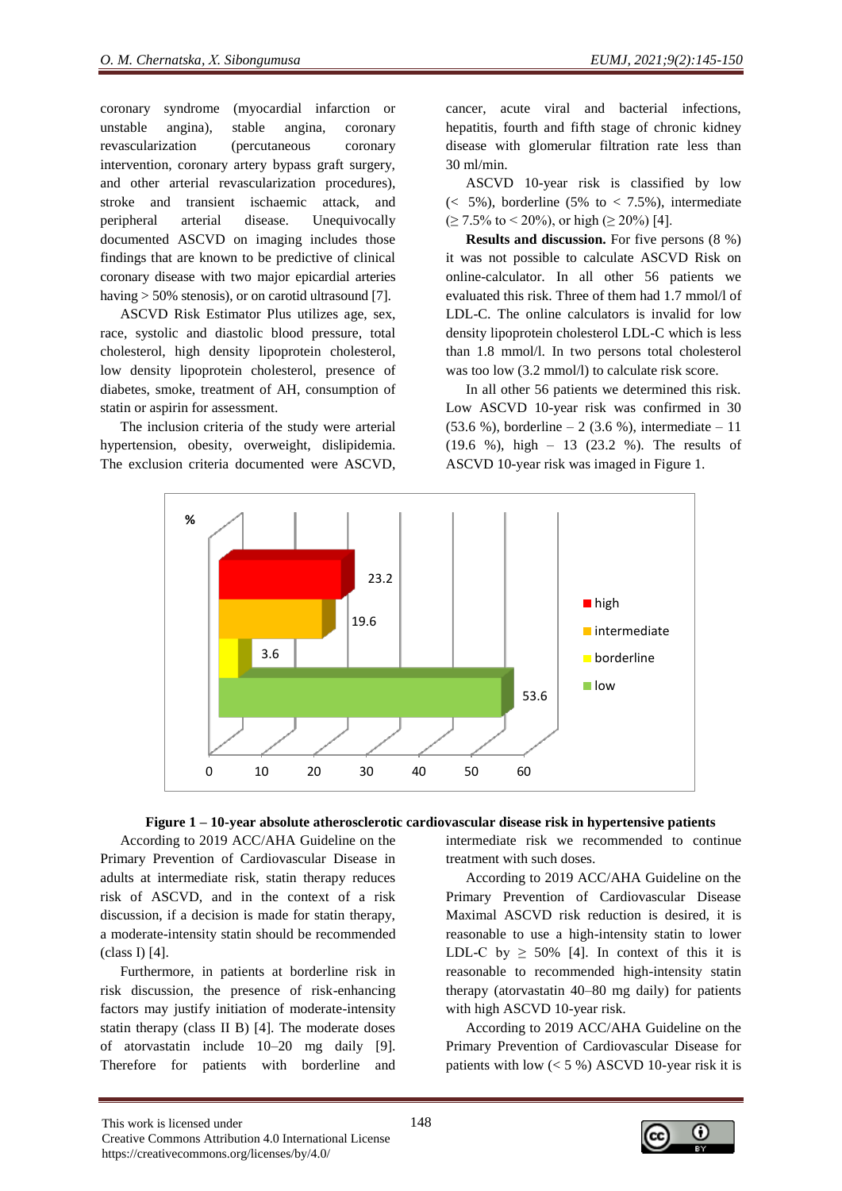coronary syndrome (myocardial infarction or unstable angina), stable angina, coronary revascularization (percutaneous coronary intervention, coronary artery bypass graft surgery, and other arterial revascularization procedures), stroke and transient ischaemic attack, and peripheral arterial disease. Unequivocally documented ASCVD on imaging includes those findings that are known to be predictive of clinical coronary disease with two major epicardial arteries having > 50% stenosis), or on carotid ultrasound [7].

ASCVD Risk Estimator Plus utilizes age, sex, race, systolic and diastolic blood pressure, total cholesterol, high density lipoprotein cholesterol, low density lipoprotein cholesterol, presence of diabetes, smoke, treatment of AH, consumption of statin or aspirin for assessment.

The inclusion criteria of the study were arterial hypertension, obesity, overweight, dislipidemia. The exclusion criteria documented were ASCVD, cancer, acute viral and bacterial infections, hepatitis, fourth and fifth stage of chronic kidney disease with glomerular filtration rate less than 30 ml/min.

ASCVD 10-year risk is classified by low (< 5%), borderline (5% to < 7.5%), intermediate (≥ 7.5% to < 20%), or high (≥ 20%) [4].

**Results and discussion.** For five persons (8 %) it was not possible to calculate ASCVD Risk on online-calculator. In all other 56 patients we evaluated this risk. Three of them had 1.7 mmol/l of LDL-C. The online calculators is invalid for low density lipoprotein cholesterol LDL-C which is less than 1.8 mmol/l. In two persons total cholesterol was too low (3.2 mmol/l) to calculate risk score.

In all other 56 patients we determined this risk. Low ASCVD 10-year risk was confirmed in 30 (53.6 %), borderline – 2 (3.6 %), intermediate – 11 (19.6 %), high – 13 (23.2 %). The results of ASCVD 10-year risk was imaged in Figure 1.

**Figure 1 – 10-year absolute atherosclerotic cardiovascular disease risk in hypertensive patients**

According to 2019 ACC/AHA Guideline on the Primary Prevention of Cardiovascular Disease in adults at intermediate risk, statin therapy reduces risk of ASCVD, and in the context of a risk discussion, if a decision is made for statin therapy, a moderate-intensity statin should be recommended (class I) [4].

Furthermore, in patients at borderline risk in risk discussion, the presence of risk-enhancing factors may justify initiation of moderate-intensity statin therapy (class II B) [4]. The moderate doses of atorvastatin include 10–20 mg daily [9]. Therefore for patients with borderline and intermediate risk we recommended to continue treatment with such doses.

According to 2019 ACC/AHA Guideline on the Primary Prevention of Cardiovascular Disease Maximal ASCVD risk reduction is desired, it is reasonable to use a high-intensity statin to lower LDL-C by ≥ 50% [4]. In context of this it is reasonable to recommended high-intensity statin therapy (atorvastatin 40–80 mg daily) for patients with high ASCVD 10-year risk.

According to 2019 ACC/AHA Guideline on the Primary Prevention of Cardiovascular Disease for patients with low (< 5 %) ASCVD 10-year risk it is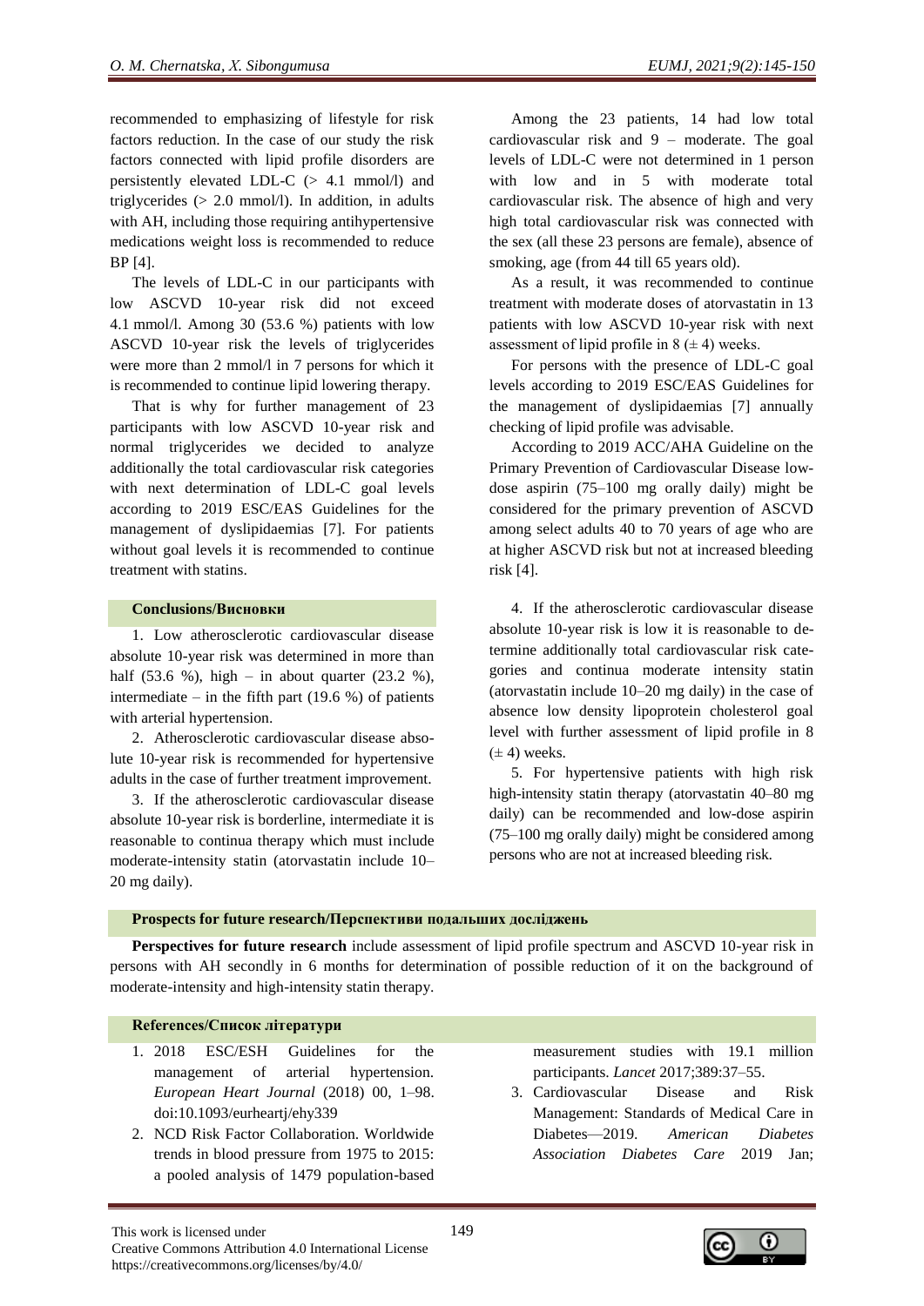recommended to emphasizing of lifestyle for risk factors reduction. In the case of our study the risk factors connected with lipid profile disorders are persistently elevated LDL-C (> 4.1 mmol/l) and triglycerides (> 2.0 mmol/l). In addition, in adults with AH, including those requiring antihypertensive medications weight loss is recommended to reduce BP [4].

The levels of LDL-C in our participants with low ASCVD 10-year risk did not exceed 4.1 mmol/l. Among 30 (53.6 %) patients with low ASCVD 10-year risk the levels of triglycerides were more than 2 mmol/l in 7 persons for which it is recommended to continue lipid lowering therapy.

That is why for further management of 23 participants with low ASCVD 10-year risk and normal triglycerides we decided to analyze additionally the total cardiovascular risk categories with next determination of LDL-C goal levels according to 2019 ESC/EAS Guidelines for the management of dyslipidaemias [7]. For patients without goal levels it is recommended to continue treatment with statins.

Among the 23 patients, 14 had low total cardiovascular risk and 9 – moderate. The goal levels of LDL-C were not determined in 1 person with low and in 5 with moderate total cardiovascular risk. The absence of high and very high total cardiovascular risk was connected with the sex (all these 23 persons are female), absence of smoking, age (from 44 till 65 years old).

As a result, it was recommended to continue treatment with moderate doses of atorvastatin in 13 patients with low ASCVD 10-year risk with next assessment of lipid profile in 8 (± 4) weeks.

For persons with the presence of LDL-C goal levels according to 2019 ESC/EAS Guidelines for the management of dyslipidaemias [7] annually checking of lipid profile was advisable.

According to 2019 ACC/AHA Guideline on the Primary Prevention of Cardiovascular Disease low-dose aspirin (75–100 mg orally daily) might be considered for the primary prevention of ASCVD among select adults 40 to 70 years of age who are at higher ASCVD risk but not at increased bleeding risk [4].

## Conclusions/Висновки

1. Low atherosclerotic cardiovascular disease absolute 10-year risk was determined in more than half (53.6 %), high – in about quarter (23.2 %), intermediate – in the fifth part (19.6 %) of patients with arterial hypertension.

2. Atherosclerotic cardiovascular disease absolute 10-year risk is recommended for hypertensive adults in the case of further treatment improvement.

3. If the atherosclerotic cardiovascular disease absolute 10-year risk is borderline, intermediate it is reasonable to continua therapy which must include moderate-intensity statin (atorvastatin include 10–20 mg daily).

4. If the atherosclerotic cardiovascular disease absolute 10-year risk is low it is reasonable to determine additionally total cardiovascular risk categories and continua moderate intensity statin (atorvastatin include 10–20 mg daily) in the case of absence low density lipoprotein cholesterol goal level with further assessment of lipid profile in 8 (± 4) weeks.

5. For hypertensive patients with high risk high-intensity statin therapy (atorvastatin 40–80 mg daily) can be recommended and low-dose aspirin (75–100 mg orally daily) might be considered among persons who are not at increased bleeding risk.

## Prospects for future research/Перспективи подальших досліджень

**Perspectives for future research** include assessment of lipid profile spectrum and ASCVD 10-year risk in persons with AH secondly in 6 months for determination of possible reduction of it on the background of moderate-intensity and high-intensity statin therapy.

## References/Список літератури

1. 2018 ESC/ESH Guidelines for the management of arterial hypertension. *European Heart Journal* (2018) 00, 1–98. doi:10.1093/eurheartj/ehy339
2. NCD Risk Factor Collaboration. Worldwide trends in blood pressure from 1975 to 2015: a pooled analysis of 1479 population-based measurement studies with 19.1 million participants. *Lancet* 2017;389:37–55.
3. Cardiovascular Disease and Risk Management: Standards of Medical Care in Diabetes—2019. *American Diabetes Association Diabetes Care* 2019 Jan;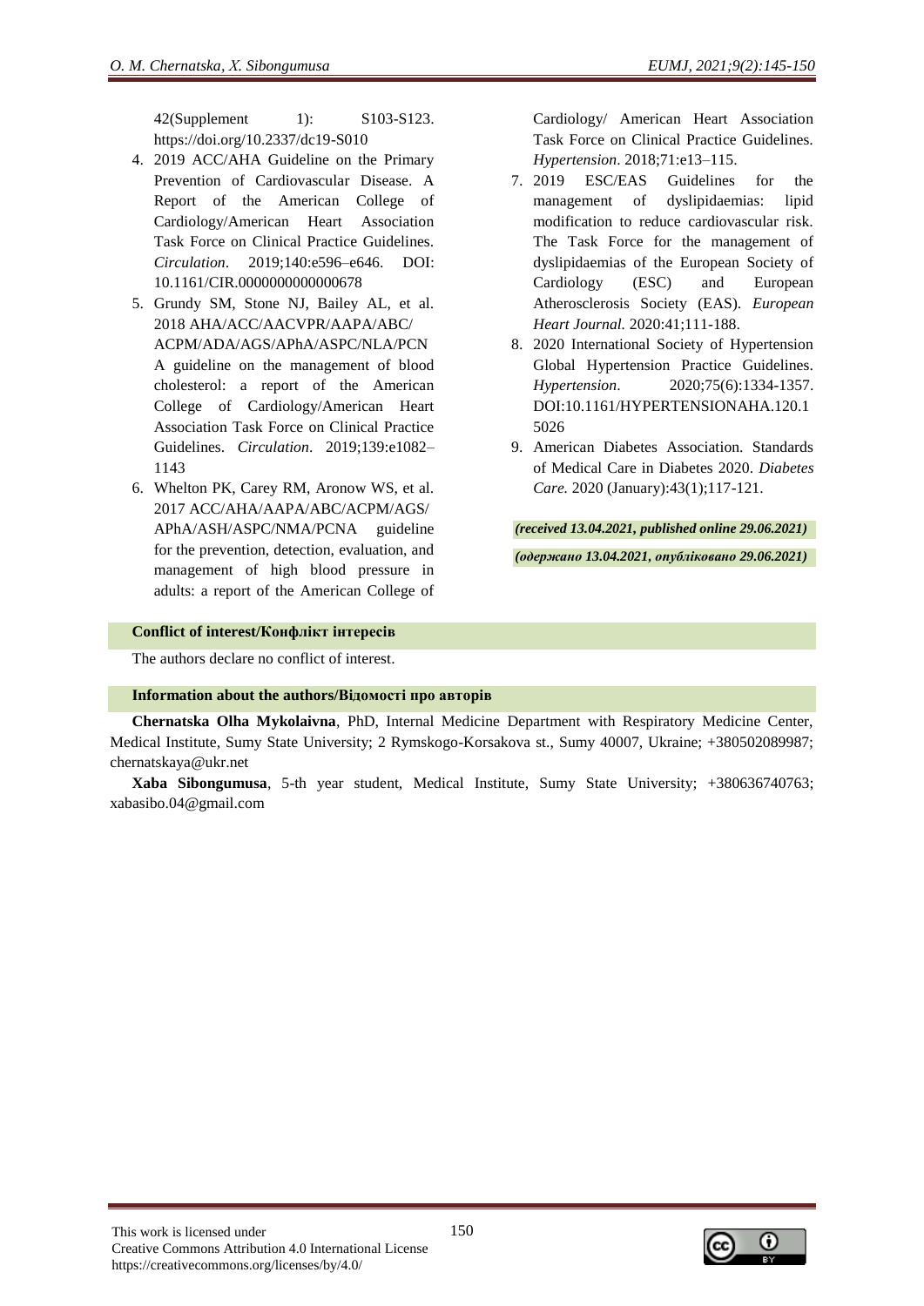42(Supplement 1): S103-S123. https://doi.org/10.2337/dc19-S010

4. 2019 ACC/AHA Guideline on the Primary Prevention of Cardiovascular Disease. A Report of the American College of Cardiology/American Heart Association Task Force on Clinical Practice Guidelines. *Circulation*. 2019;140:e596–e646. DOI: 10.1161/CIR.0000000000000678
5. Grundy SM, Stone NJ, Bailey AL, et al. 2018 AHA/ACC/AACVPR/AAPA/ABC/ ACPM/ADA/AGS/APhA/ASPC/NLA/PCN A guideline on the management of blood cholesterol: a report of the American College of Cardiology/American Heart Association Task Force on Clinical Practice Guidelines. *Circulation*. 2019;139:e1082–1143
6. Whelton PK, Carey RM, Aronow WS, et al. 2017 ACC/AHA/AAPA/ABC/ACPM/AGS/ APhA/ASH/ASPC/NMA/PCNA guideline for the prevention, detection, evaluation, and management of high blood pressure in adults: a report of the American College of Cardiology/ American Heart Association Task Force on Clinical Practice Guidelines. *Hypertension*. 2018;71:e13–115.
7. 2019 ESC/EAS Guidelines for the management of dyslipidaemias: lipid modification to reduce cardiovascular risk. The Task Force for the management of dyslipidaemias of the European Society of Cardiology (ESC) and European Atherosclerosis Society (EAS). *European Heart Journal.* 2020:41;111-188.
8. 2020 International Society of Hypertension Global Hypertension Practice Guidelines. *Hypertension*. 2020;75(6):1334-1357. DOI:10.1161/HYPERTENSIONAHA.120.15026
9. American Diabetes Association. Standards of Medical Care in Diabetes 2020. *Diabetes Care.* 2020 (January):43(1);117-121.

***(received 13.04.2021, published online 29.06.2021)***

***(одержано 13.04.2021, опубліковано 29.06.2021)***

**Conflict of interest/Конфлікт інтересів**

The authors declare no conflict of interest.

**Information about the authors/Відомості про авторів**

**Chernatska Olha Mykolaivna**, PhD, Internal Medicine Department with Respiratory Medicine Center, Medical Institute, Sumy State University; 2 Rymskogo-Korsakova st., Sumy 40007, Ukraine; +380502089987; chernatskaya@ukr.net

**Xaba Sibongumusa**, 5-th year student, Medical Institute, Sumy State University; +380636740763; xabasibo.04@gmail.com

This work is licensed under Creative Commons Attribution 4.0 International License https://creativecommons.org/licenses/by/4.0/